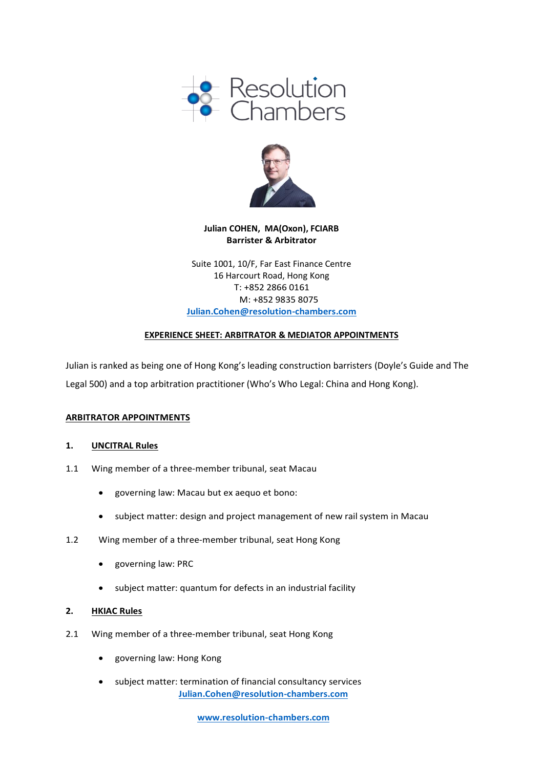Resolution Chambers

**Julian COHEN, MA(Oxon), FCIARB**
**Barrister & Arbitrator**

Suite 1001, 10/F, Far East Finance Centre
16 Harcourt Road, Hong Kong
T: +852 2866 0161
M: +852 9835 8075
Julian.Cohen@resolution-chambers.com

## EXPERIENCE SHEET: ARBITRATOR & MEDIATOR APPOINTMENTS

Julian is ranked as being one of Hong Kong's leading construction barristers (Doyle's Guide and The Legal 500) and a top arbitration practitioner (Who's Who Legal: China and Hong Kong).

## ARBITRATOR APPOINTMENTS

### 1. UNCITRAL Rules

1.1 Wing member of a three-member tribunal, seat Macau

- governing law: Macau but ex aequo et bono:
- subject matter: design and project management of new rail system in Macau

1.2 Wing member of a three-member tribunal, seat Hong Kong

- governing law: PRC
- subject matter: quantum for defects in an industrial facility

### 2. HKIAC Rules

2.1 Wing member of a three-member tribunal, seat Hong Kong

- governing law: Hong Kong
- subject matter: termination of financial consultancy services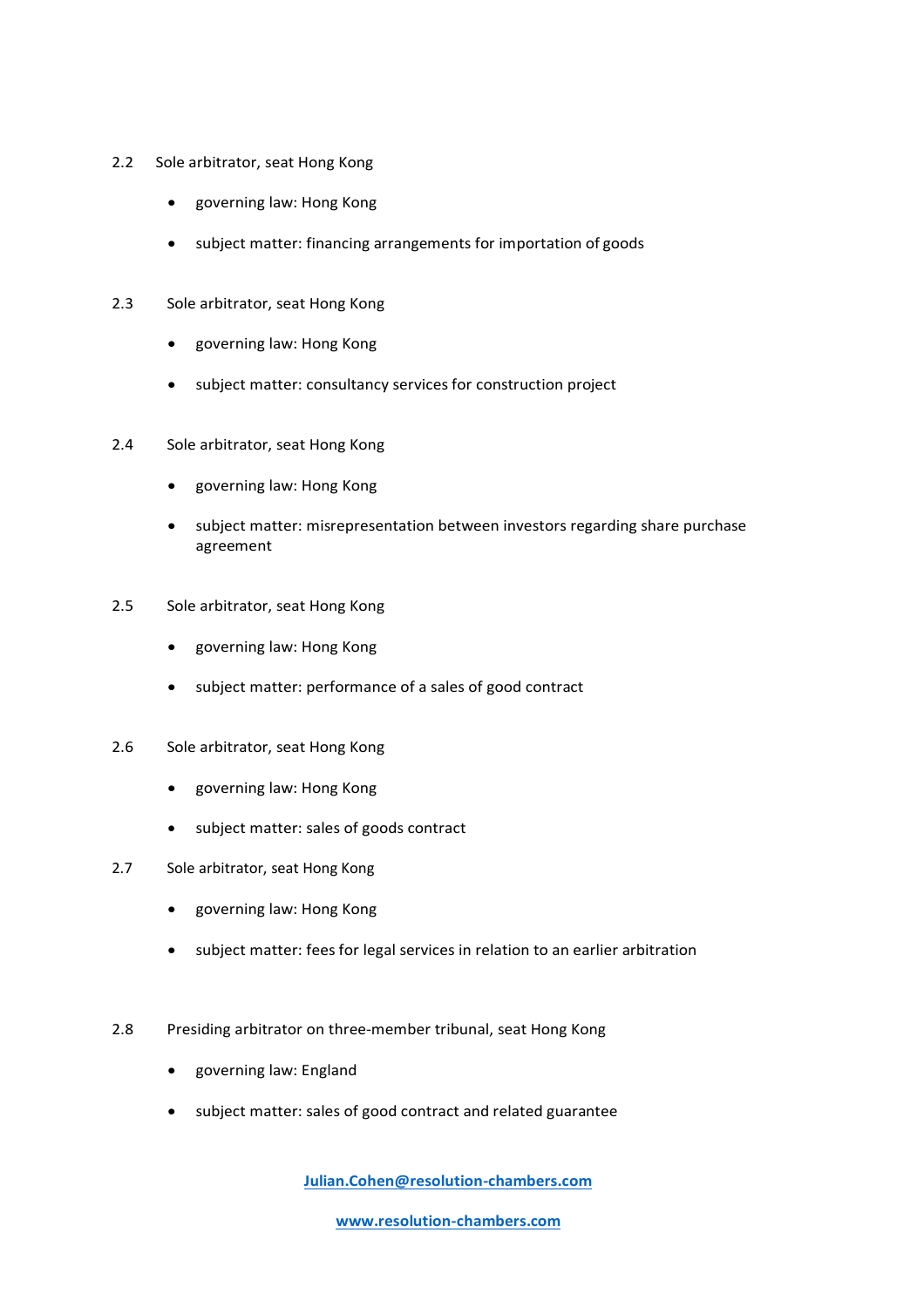2.2 Sole arbitrator, seat Hong Kong

- governing law: Hong Kong
- subject matter: financing arrangements for importation of goods

2.3 Sole arbitrator, seat Hong Kong

- governing law: Hong Kong
- subject matter: consultancy services for construction project

2.4 Sole arbitrator, seat Hong Kong

- governing law: Hong Kong
- subject matter: misrepresentation between investors regarding share purchase agreement

2.5 Sole arbitrator, seat Hong Kong

- governing law: Hong Kong
- subject matter: performance of a sales of good contract

2.6 Sole arbitrator, seat Hong Kong

- governing law: Hong Kong
- subject matter: sales of goods contract

2.7 Sole arbitrator, seat Hong Kong

- governing law: Hong Kong
- subject matter: fees for legal services in relation to an earlier arbitration

2.8 Presiding arbitrator on three-member tribunal, seat Hong Kong

- governing law: England
- subject matter: sales of good contract and related guarantee

Julian.Cohen@resolution-chambers.com

www.resolution-chambers.com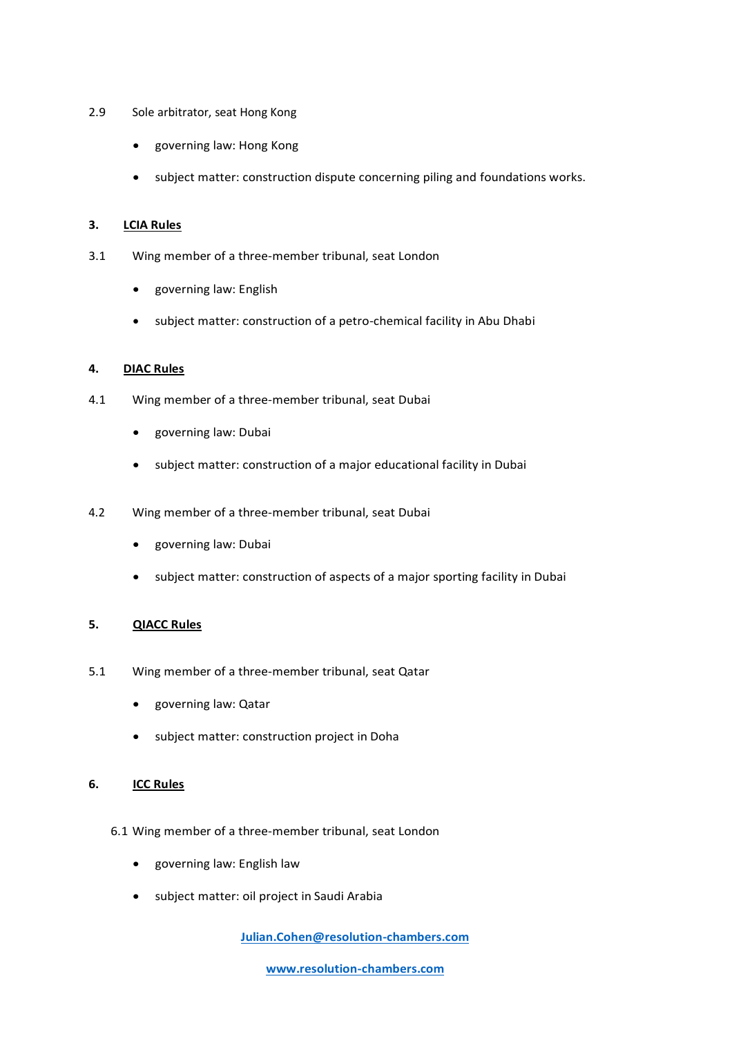2.9 Sole arbitrator, seat Hong Kong

- governing law: Hong Kong
- subject matter: construction dispute concerning piling and foundations works.

## 3. LCIA Rules

3.1 Wing member of a three-member tribunal, seat London

- governing law: English
- subject matter: construction of a petro-chemical facility in Abu Dhabi

## 4. DIAC Rules

4.1 Wing member of a three-member tribunal, seat Dubai

- governing law: Dubai
- subject matter: construction of a major educational facility in Dubai

4.2 Wing member of a three-member tribunal, seat Dubai

- governing law: Dubai
- subject matter: construction of aspects of a major sporting facility in Dubai

## 5. QIACC Rules

5.1 Wing member of a three-member tribunal, seat Qatar

- governing law: Qatar
- subject matter: construction project in Doha

## 6. ICC Rules

6.1 Wing member of a three-member tribunal, seat London

- governing law: English law
- subject matter: oil project in Saudi Arabia

Julian.Cohen@resolution-chambers.com

www.resolution-chambers.com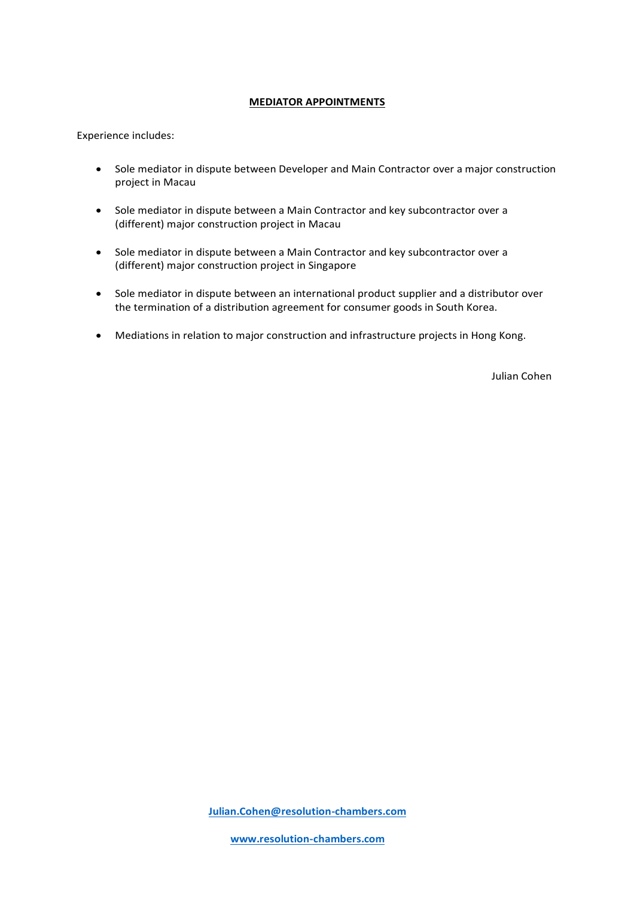## MEDIATOR APPOINTMENTS

Experience includes:

- Sole mediator in dispute between Developer and Main Contractor over a major construction project in Macau
- Sole mediator in dispute between a Main Contractor and key subcontractor over a (different) major construction project in Macau
- Sole mediator in dispute between a Main Contractor and key subcontractor over a (different) major construction project in Singapore
- Sole mediator in dispute between an international product supplier and a distributor over the termination of a distribution agreement for consumer goods in South Korea.
- Mediations in relation to major construction and infrastructure projects in Hong Kong.

Julian Cohen

**Julian.Cohen@resolution-chambers.com**

**www.resolution-chambers.com**